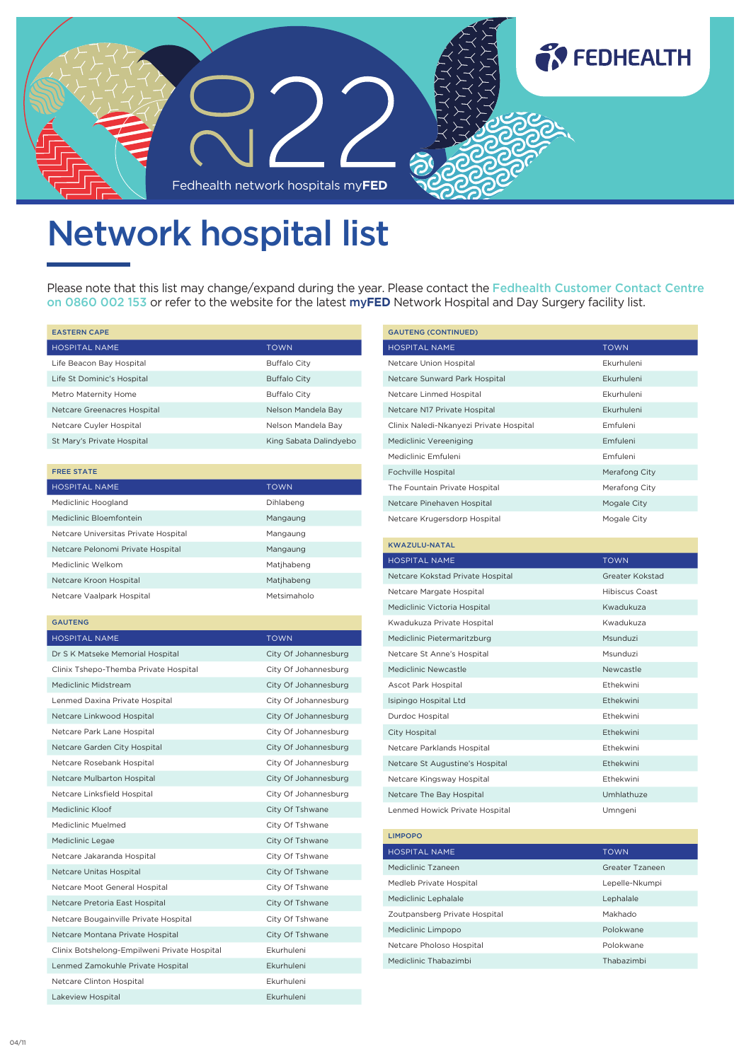2022

Fedhealth network hospitals myFED

FEDHEALTH

# Network hospital list

Please note that this list may change/expand during the year. Please contact the Fedhealth Customer Contact Centre on 0860 002 153 or refer to the website for the latest **myFED** Network Hospital and Day Surgery facility list.

## EASTERN CAPE

| HOSPITAL NAME | TOWN |
|---|---|
| Life Beacon Bay Hospital | Buffalo City |
| Life St Dominic's Hospital | Buffalo City |
| Metro Maternity Home | Buffalo City |
| Netcare Greenacres Hospital | Nelson Mandela Bay |
| Netcare Cuyler Hospital | Nelson Mandela Bay |
| St Mary's Private Hospital | King Sabata Dalindyebo |

## FREE STATE

| HOSPITAL NAME | TOWN |
|---|---|
| Mediclinic Hoogland | Dihlabeng |
| Mediclinic Bloemfontein | Mangaung |
| Netcare Universitas Private Hospital | Mangaung |
| Netcare Pelonomi Private Hospital | Mangaung |
| Mediclinic Welkom | Matjhabeng |
| Netcare Kroon Hospital | Matjhabeng |
| Netcare Vaalpark Hospital | Metsimaholo |

## GAUTENG

| HOSPITAL NAME | TOWN |
|---|---|
| Dr S K Matseke Memorial Hospital | City Of Johannesburg |
| Clinix Tshepo-Themba Private Hospital | City Of Johannesburg |
| Mediclinic Midstream | City Of Johannesburg |
| Lenmed Daxina Private Hospital | City Of Johannesburg |
| Netcare Linkwood Hospital | City Of Johannesburg |
| Netcare Park Lane Hospital | City Of Johannesburg |
| Netcare Garden City Hospital | City Of Johannesburg |
| Netcare Rosebank Hospital | City Of Johannesburg |
| Netcare Mulbarton Hospital | City Of Johannesburg |
| Netcare Linksfield Hospital | City Of Johannesburg |
| Mediclinic Kloof | City Of Tshwane |
| Mediclinic Muelmed | City Of Tshwane |
| Mediclinic Legae | City Of Tshwane |
| Netcare Jakaranda Hospital | City Of Tshwane |
| Netcare Unitas Hospital | City Of Tshwane |
| Netcare Moot General Hospital | City Of Tshwane |
| Netcare Pretoria East Hospital | City Of Tshwane |
| Netcare Bougainville Private Hospital | City Of Tshwane |
| Netcare Montana Private Hospital | City Of Tshwane |
| Clinix Botshelong-Empilweni Private Hospital | Ekurhuleni |
| Lenmed Zamokuhle Private Hospital | Ekurhuleni |
| Netcare Clinton Hospital | Ekurhuleni |
| Lakeview Hospital | Ekurhuleni |

## GAUTENG (CONTINUED)

| HOSPITAL NAME | TOWN |
|---|---|
| Netcare Union Hospital | Ekurhuleni |
| Netcare Sunward Park Hospital | Ekurhuleni |
| Netcare Linmed Hospital | Ekurhuleni |
| Netcare N17 Private Hospital | Ekurhuleni |
| Clinix Naledi-Nkanyezi Private Hospital | Emfuleni |
| Mediclinic Vereeniging | Emfuleni |
| Mediclinic Emfuleni | Emfuleni |
| Fochville Hospital | Merafong City |
| The Fountain Private Hospital | Merafong City |
| Netcare Pinehaven Hospital | Mogale City |
| Netcare Krugersdorp Hospital | Mogale City |

## KWAZULU-NATAL

| HOSPITAL NAME | TOWN |
|---|---|
| Netcare Kokstad Private Hospital | Greater Kokstad |
| Netcare Margate Hospital | Hibiscus Coast |
| Mediclinic Victoria Hospital | Kwadukuza |
| Kwadukuza Private Hospital | Kwadukuza |
| Mediclinic Pietermaritzburg | Msunduzi |
| Netcare St Anne's Hospital | Msunduzi |
| Mediclinic Newcastle | Newcastle |
| Ascot Park Hospital | Ethekwini |
| Isipingo Hospital Ltd | Ethekwini |
| Durdoc Hospital | Ethekwini |
| City Hospital | Ethekwini |
| Netcare Parklands Hospital | Ethekwini |
| Netcare St Augustine's Hospital | Ethekwini |
| Netcare Kingsway Hospital | Ethekwini |
| Netcare The Bay Hospital | Umhlathuze |
| Lenmed Howick Private Hospital | Umngeni |

## LIMPOPO

| HOSPITAL NAME | TOWN |
|---|---|
| Mediclinic Tzaneen | Greater Tzaneen |
| Medleb Private Hospital | Lepelle-Nkumpi |
| Mediclinic Lephalale | Lephalale |
| Zoutpansberg Private Hospital | Makhado |
| Mediclinic Limpopo | Polokwane |
| Netcare Pholoso Hospital | Polokwane |
| Mediclinic Thabazimbi | Thabazimbi |

04/11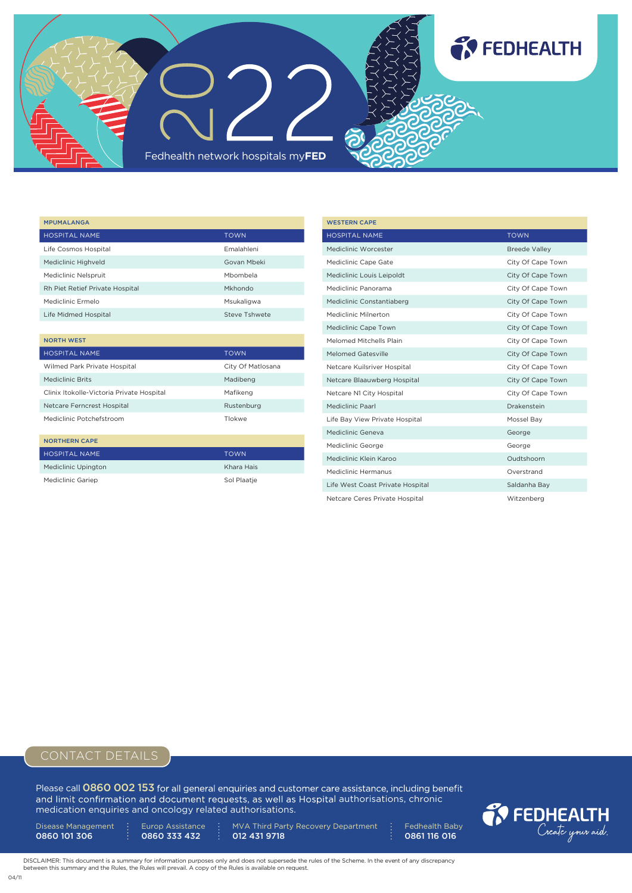# 2022 Fedhealth network hospitals my**FED**

## MPUMALANGA

| HOSPITAL NAME | TOWN |
|---|---|
| Life Cosmos Hospital | Emalahleni |
| Mediclinic Highveld | Govan Mbeki |
| Mediclinic Nelspruit | Mbombela |
| Rh Piet Retief Private Hospital | Mkhondo |
| Mediclinic Ermelo | Msukaligwa |
| Life Midmed Hospital | Steve Tshwete |

## NORTH WEST

| HOSPITAL NAME | TOWN |
|---|---|
| Wilmed Park Private Hospital | City Of Matlosana |
| Mediclinic Brits | Madibeng |
| Clinix Itokolle-Victoria Private Hospital | Mafikeng |
| Netcare Ferncrest Hospital | Rustenburg |
| Mediclinic Potchefstroom | Tlokwe |

## NORTHERN CAPE

| HOSPITAL NAME | TOWN |
|---|---|
| Mediclinic Upington | Khara Hais |
| Mediclinic Gariep | Sol Plaatje |

## WESTERN CAPE

| HOSPITAL NAME | TOWN |
|---|---|
| Mediclinic Worcester | Breede Valley |
| Mediclinic Cape Gate | City Of Cape Town |
| Mediclinic Louis Leipoldt | City Of Cape Town |
| Mediclinic Panorama | City Of Cape Town |
| Mediclinic Constantiaberg | City Of Cape Town |
| Mediclinic Milnerton | City Of Cape Town |
| Mediclinic Cape Town | City Of Cape Town |
| Melomed Mitchells Plain | City Of Cape Town |
| Melomed Gatesville | City Of Cape Town |
| Netcare Kuilsriver Hospital | City Of Cape Town |
| Netcare Blaauwberg Hospital | City Of Cape Town |
| Netcare N1 City Hospital | City Of Cape Town |
| Mediclinic Paarl | Drakenstein |
| Life Bay View Private Hospital | Mossel Bay |
| Mediclinic Geneva | George |
| Mediclinic George | George |
| Mediclinic Klein Karoo | Oudtshoorn |
| Mediclinic Hermanus | Overstrand |
| Life West Coast Private Hospital | Saldanha Bay |
| Netcare Ceres Private Hospital | Witzenberg |

## CONTACT DETAILS

Please call **0860 002 153** for all general enquiries and customer care assistance, including benefit and limit confirmation and document requests, as well as Hospital authorisations, chronic medication enquiries and oncology related authorisations.

Disease Management
**0860 101 306**

Europ Assistance
**0860 333 432**

MVA Third Party Recovery Department
**012 431 9718**

Fedhealth Baby
**0861 116 016**

FEDHEALTH *Create your aid.*

DISCLAIMER: This document is a summary for information purposes only and does not supersede the rules of the Scheme. In the event of any discrepancy between this summary and the Rules, the Rules will prevail. A copy of the Rules is available on request.

04/11